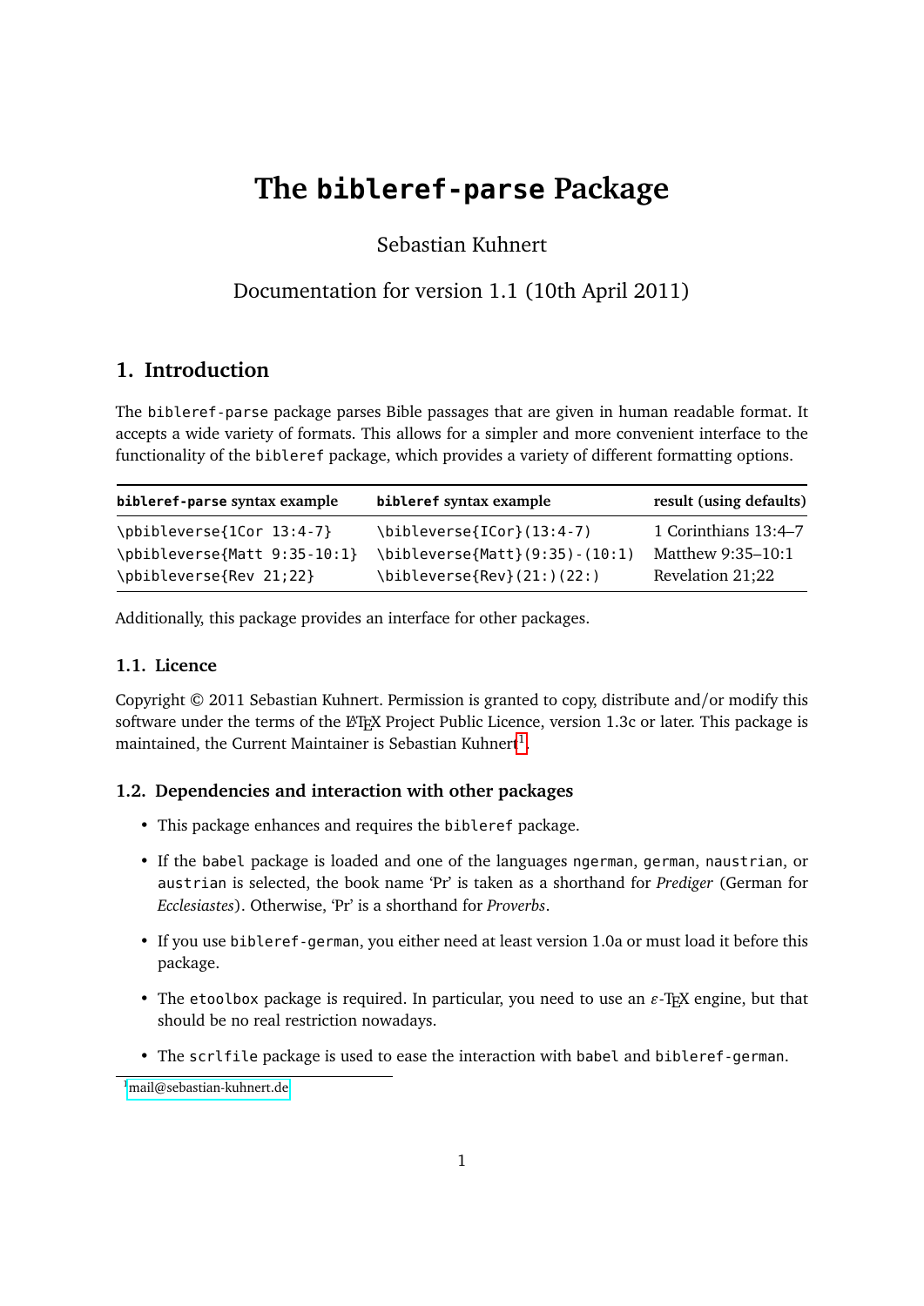# The `bibleref-parse` Package

Sebastian Kuhnert

Documentation for version 1.1 (10th April 2011)

## 1. Introduction

The `bibleref-parse` package parses Bible passages that are given in human readable format. It accepts a wide variety of formats. This allows for a simpler and more convenient interface to the functionality of the `bibleref` package, which provides a variety of different formatting options.

| **`bibleref-parse` syntax example** | **`bibleref` syntax example** | **result (using defaults)** |
|---|---|---|
| `\pbibleverse{1Cor 13:4-7}` | `\bibleverse{ICor}(13:4-7)` | 1 Corinthians 13:4–7 |
| `\pbibleverse{Matt 9:35-10:1}` | `\bibleverse{Matt}(9:35)-(10:1)` | Matthew 9:35–10:1 |
| `\pbibleverse{Rev 21;22}` | `\bibleverse{Rev}(21:)(22:)` | Revelation 21;22 |

Additionally, this package provides an interface for other packages.

### 1.1. Licence

Copyright © 2011 Sebastian Kuhnert. Permission is granted to copy, distribute and/or modify this software under the terms of the LaTeX Project Public Licence, version 1.3c or later. This package is maintained, the Current Maintainer is Sebastian Kuhnert[1].

### 1.2. Dependencies and interaction with other packages

- This package enhances and requires the `bibleref` package.
- If the `babel` package is loaded and one of the languages `ngerman`, `german`, `naustrian`, or `austrian` is selected, the book name 'Pr' is taken as a shorthand for *Prediger* (German for *Ecclesiastes*). Otherwise, 'Pr' is a shorthand for *Proverbs*.
- If you use `bibleref-german`, you either need at least version 1.0a or must load it before this package.
- The `etoolbox` package is required. In particular, you need to use an $\varepsilon$-TeX engine, but that should be no real restriction nowadays.
- The `scrlfile` package is used to ease the interaction with `babel` and `bibleref-german`.

[1] mail@sebastian-kuhnert.de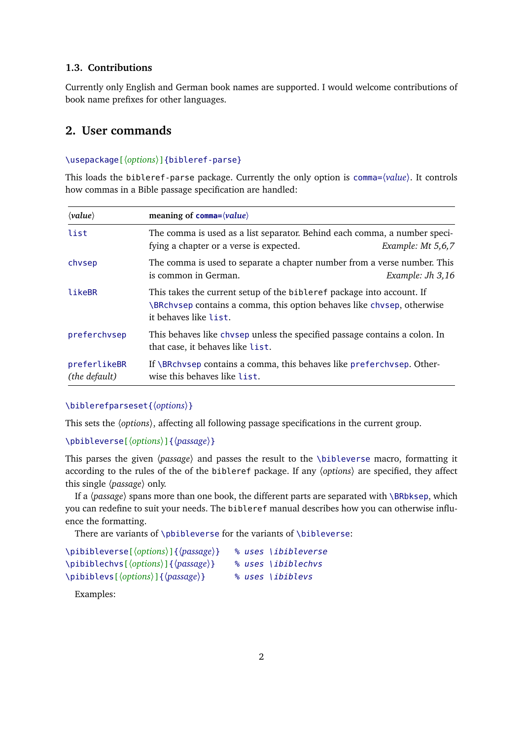### 1.3. Contributions

Currently only English and German book names are supported. I would welcome contributions of book name prefixes for other languages.

## 2. User commands

`\usepackage[⟨options⟩]{bibleref-parse}`

This loads the `bibleref-parse` package. Currently the only option is `comma=⟨value⟩`. It controls how commas in a Bible passage specification are handled:

| ⟨*value*⟩ | **meaning of `comma=⟨value⟩`** |
|---|---|
| `list` | The comma is used as a list separator. Behind each comma, a number specifying a chapter or a verse is expected. *Example: Mt 5,6,7* |
| `chvsep` | The comma is used to separate a chapter number from a verse number. This is common in German. *Example: Jh 3,16* |
| `likeBR` | This takes the current setup of the `bibleref` package into account. If `\BRchvsep` contains a comma, this option behaves like `chvsep`, otherwise it behaves like `list`. |
| `preferchvsep` | This behaves like `chvsep` unless the specified passage contains a colon. In that case, it behaves like `list`. |
| `preferlikeBR` *(the default)* | If `\BRchvsep` contains a comma, this behaves like `preferchvsep`. Otherwise this behaves like `list`. |

`\biblerefparseset{⟨options⟩}`

This sets the ⟨*options*⟩, affecting all following passage specifications in the current group.

`\pbibleverse[⟨options⟩]{⟨passage⟩}`

This parses the given ⟨*passage*⟩ and passes the result to the `\bibleverse` macro, formatting it according to the rules of the of the `bibleref` package. If any ⟨*options*⟩ are specified, they affect this single ⟨*passage*⟩ only.

If a ⟨*passage*⟩ spans more than one book, the different parts are separated with `\BRbksep`, which you can redefine to suit your needs. The `bibleref` manual describes how you can otherwise influence the formatting.

There are variants of `\pbibleverse` for the variants of `\bibleverse`:

```
\pibibleverse[⟨options⟩]{⟨passage⟩}   % uses \ibibleverse
\pibiblechvs[⟨options⟩]{⟨passage⟩}    % uses \ibiblechvs
\pibiblevs[⟨options⟩]{⟨passage⟩}      % uses \ibiblevs
```

Examples: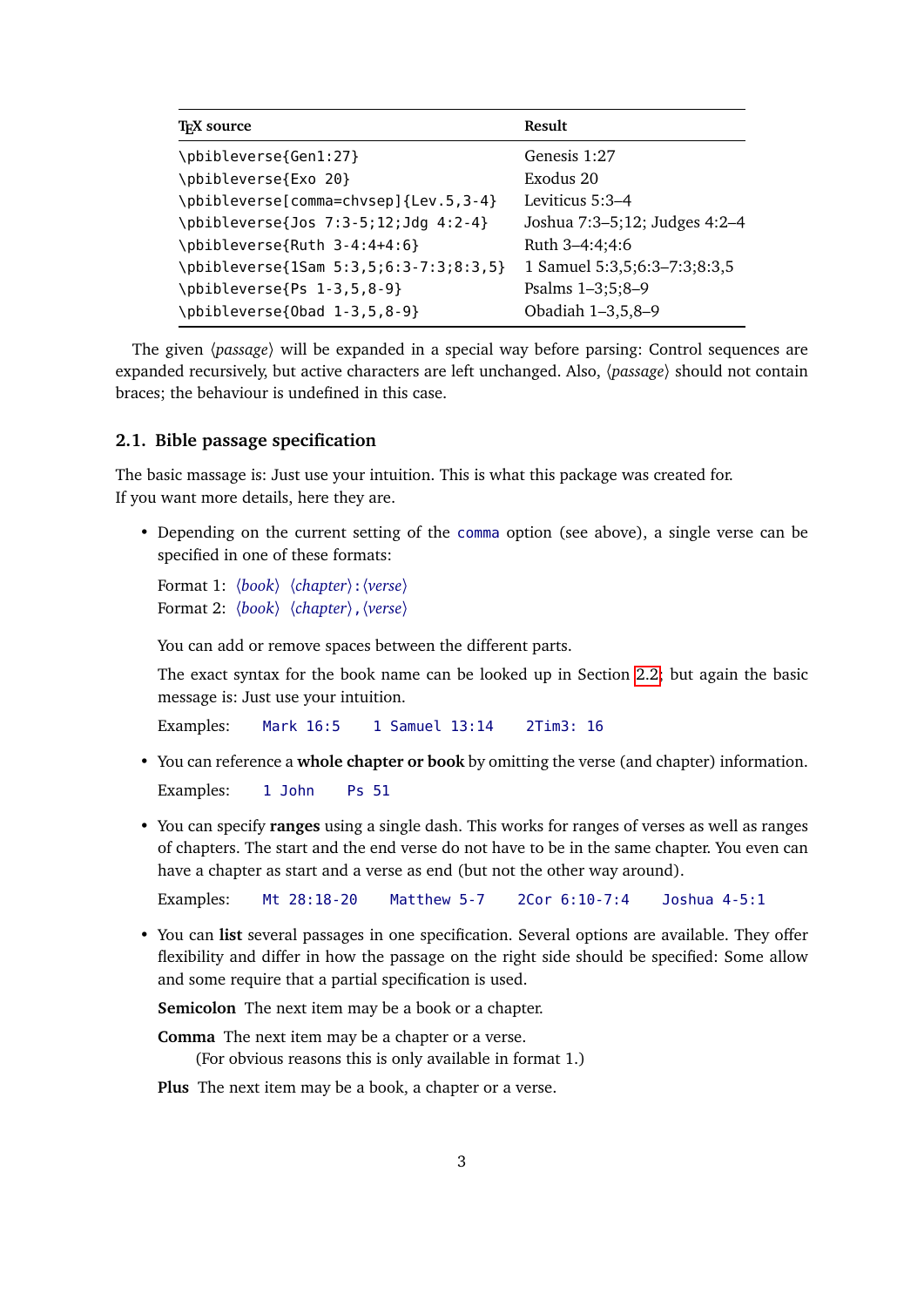| TeX source | Result |
|---|---|
| `\pbibleverse{Gen1:27}` | Genesis 1:27 |
| `\pbibleverse{Exo 20}` | Exodus 20 |
| `\pbibleverse[comma=chvsep]{Lev.5,3-4}` | Leviticus 5:3–4 |
| `\pbibleverse{Jos 7:3-5;12;Jdg 4:2-4}` | Joshua 7:3–5;12; Judges 4:2–4 |
| `\pbibleverse{Ruth 3-4:4+4:6}` | Ruth 3–4:4;4:6 |
| `\pbibleverse{1Sam 5:3,5;6:3-7:3;8:3,5}` | 1 Samuel 5:3,5;6:3–7:3;8:3,5 |
| `\pbibleverse{Ps 1-3,5,8-9}` | Psalms 1–3;5;8–9 |
| `\pbibleverse{Obad 1-3,5,8-9}` | Obadiah 1–3,5,8–9 |

The given ⟨*passage*⟩ will be expanded in a special way before parsing: Control sequences are expanded recursively, but active characters are left unchanged. Also, ⟨*passage*⟩ should not contain braces; the behaviour is undefined in this case.

## 2.1. Bible passage specification

The basic massage is: Just use your intuition. This is what this package was created for.
If you want more details, here they are.

- Depending on the current setting of the `comma` option (see above), a single verse can be specified in one of these formats:

  Format 1: ⟨*book*⟩ ⟨*chapter*⟩`:`⟨*verse*⟩
  Format 2: ⟨*book*⟩ ⟨*chapter*⟩`,`⟨*verse*⟩

  You can add or remove spaces between the different parts.

  The exact syntax for the book name can be looked up in Section 2.2, but again the basic message is: Just use your intuition.

  Examples: `Mark 16:5` `1 Samuel 13:14` `2Tim3: 16`

- You can reference a **whole chapter or book** by omitting the verse (and chapter) information.

  Examples: `1 John` `Ps 51`

- You can specify **ranges** using a single dash. This works for ranges of verses as well as ranges of chapters. The start and the end verse do not have to be in the same chapter. You even can have a chapter as start and a verse as end (but not the other way around).

  Examples: `Mt 28:18-20` `Matthew 5-7` `2Cor 6:10-7:4` `Joshua 4-5:1`

- You can **list** several passages in one specification. Several options are available. They offer flexibility and differ in how the passage on the right side should be specified: Some allow and some require that a partial specification is used.

  **Semicolon** The next item may be a book or a chapter.

  **Comma** The next item may be a chapter or a verse.
  (For obvious reasons this is only available in format 1.)

  **Plus** The next item may be a book, a chapter or a verse.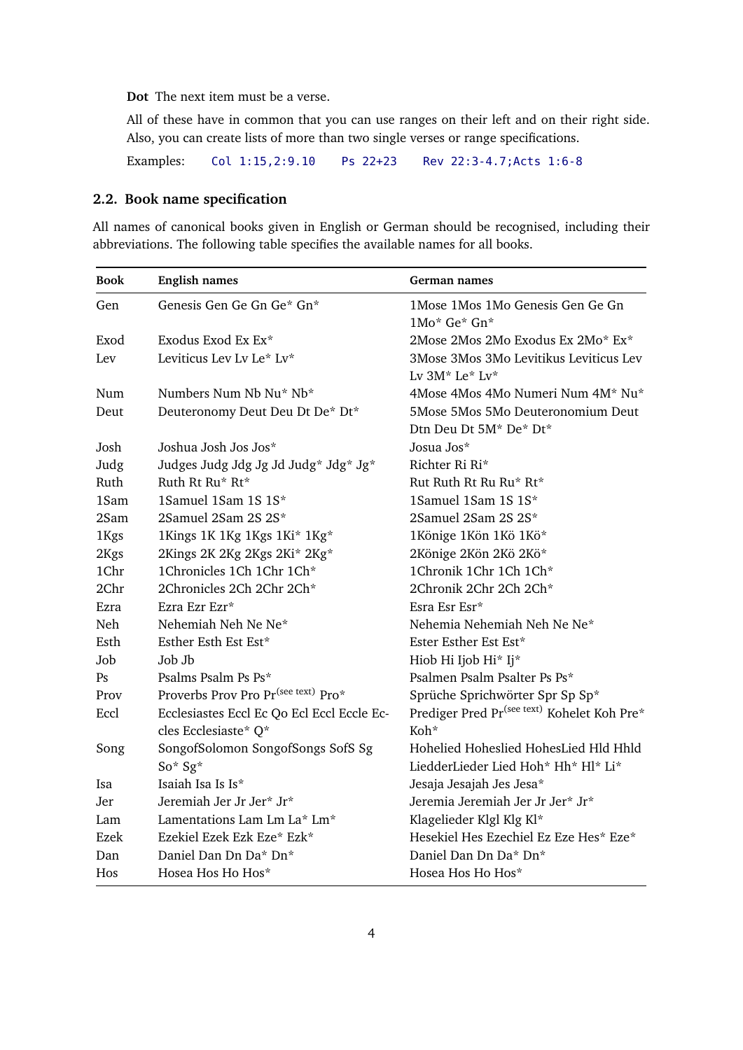**Dot** The next item must be a verse.

All of these have in common that you can use ranges on their left and on their right side. Also, you can create lists of more than two single verses or range specifications.

Examples: `Col 1:15,2:9.10` `Ps 22+23` `Rev 22:3-4.7;Acts 1:6-8`

## 2.2. Book name specification

All names of canonical books given in English or German should be recognised, including their abbreviations. The following table specifies the available names for all books.

| Book | English names | German names |
|---|---|---|
| Gen | Genesis Gen Ge Gn Ge* Gn* | 1Mose 1Mos 1Mo Genesis Gen Ge Gn 1Mo* Ge* Gn* |
| Exod | Exodus Exod Ex Ex* | 2Mose 2Mos 2Mo Exodus Ex 2Mo* Ex* |
| Lev | Leviticus Lev Lv Le* Lv* | 3Mose 3Mos 3Mo Levitikus Leviticus Lev Lv 3M* Le* Lv* |
| Num | Numbers Num Nb Nu* Nb* | 4Mose 4Mos 4Mo Numeri Num 4M* Nu* |
| Deut | Deuteronomy Deut Deu Dt De* Dt* | 5Mose 5Mos 5Mo Deuteronomium Deut Dtn Deu Dt 5M* De* Dt* |
| Josh | Joshua Josh Jos Jos* | Josua Jos* |
| Judg | Judges Judg Jdg Jg Jd Judg* Jdg* Jg* | Richter Ri Ri* |
| Ruth | Ruth Rt Ru* Rt* | Rut Ruth Rt Ru Ru* Rt* |
| 1Sam | 1Samuel 1Sam 1S 1S* | 1Samuel 1Sam 1S 1S* |
| 2Sam | 2Samuel 2Sam 2S 2S* | 2Samuel 2Sam 2S 2S* |
| 1Kgs | 1Kings 1K 1Kg 1Kgs 1Ki* 1Kg* | 1Könige 1Kön 1Kö 1Kö* |
| 2Kgs | 2Kings 2K 2Kg 2Kgs 2Ki* 2Kg* | 2Könige 2Kön 2Kö 2Kö* |
| 1Chr | 1Chronicles 1Ch 1Chr 1Ch* | 1Chronik 1Chr 1Ch 1Ch* |
| 2Chr | 2Chronicles 2Ch 2Chr 2Ch* | 2Chronik 2Chr 2Ch 2Ch* |
| Ezra | Ezra Ezr Ezr* | Esra Esr Esr* |
| Neh | Nehemiah Neh Ne Ne* | Nehemia Nehemiah Neh Ne Ne* |
| Esth | Esther Esth Est Est* | Ester Esther Est Est* |
| Job | Job Jb | Hiob Hi Ijob Hi* Ij* |
| Ps | Psalms Psalm Ps Ps* | Psalmen Psalm Psalter Ps Ps* |
| Prov | Proverbs Prov Pro Pr(see text) Pro* | Sprüche Sprichwörter Spr Sp Sp* |
| Eccl | Ecclesiastes Eccl Ec Qo Ecl Eccl Eccle Eccles Ecclesiaste* Q* | Prediger Pred Pr(see text) Kohelet Koh Pre* Koh* |
| Song | SongofSolomon SongofSongs SofS Sg So* Sg* | Hohelied Hoheslied HohesLied Hld Hhld LiedderLieder Lied Hoh* Hh* Hl* Li* |
| Isa | Isaiah Isa Is Is* | Jesaja Jesajah Jes Jesa* |
| Jer | Jeremiah Jer Jr Jer* Jr* | Jeremia Jeremiah Jer Jr Jer* Jr* |
| Lam | Lamentations Lam Lm La* Lm* | Klagelieder Klgl Klg Kl* |
| Ezek | Ezekiel Ezek Ezk Eze* Ezk* | Hesekiel Hes Ezechiel Ez Eze Hes* Eze* |
| Dan | Daniel Dan Dn Da* Dn* | Daniel Dan Dn Da* Dn* |
| Hos | Hosea Hos Ho Hos* | Hosea Hos Ho Hos* |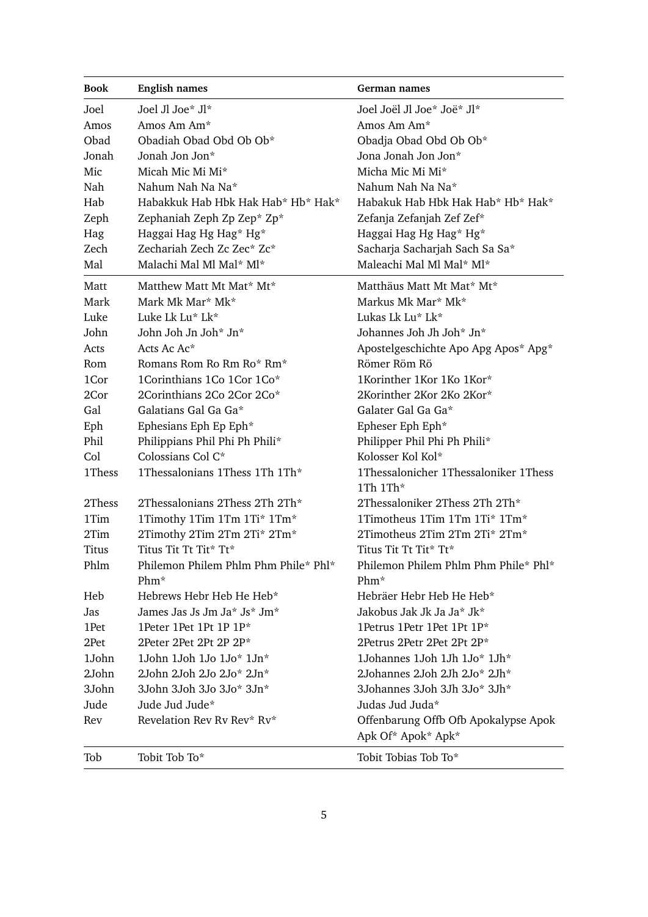| Book | English names | German names |
|---|---|---|
| Joel | Joel Jl Joe* Jl* | Joel Joël Jl Joe* Joë* Jl* |
| Amos | Amos Am Am* | Amos Am Am* |
| Obad | Obadiah Obad Obd Ob Ob* | Obadja Obad Obd Ob Ob* |
| Jonah | Jonah Jon Jon* | Jona Jonah Jon Jon* |
| Mic | Micah Mic Mi Mi* | Micha Mic Mi Mi* |
| Nah | Nahum Nah Na Na* | Nahum Nah Na Na* |
| Hab | Habakkuk Hab Hbk Hak Hab* Hb* Hak* | Habakuk Hab Hbk Hak Hab* Hb* Hak* |
| Zeph | Zephaniah Zeph Zp Zep* Zp* | Zefanja Zefanjah Zef Zef* |
| Hag | Haggai Hag Hg Hag* Hg* | Haggai Hag Hg Hag* Hg* |
| Zech | Zechariah Zech Zc Zec* Zc* | Sacharja Sacharjah Sach Sa Sa* |
| Mal | Malachi Mal Ml Mal* Ml* | Maleachi Mal Ml Mal* Ml* |
| Matt | Matthew Matt Mt Mat* Mt* | Matthäus Matt Mt Mat* Mt* |
| Mark | Mark Mk Mar* Mk* | Markus Mk Mar* Mk* |
| Luke | Luke Lk Lu* Lk* | Lukas Lk Lu* Lk* |
| John | John Joh Jn Joh* Jn* | Johannes Joh Jh Joh* Jn* |
| Acts | Acts Ac Ac* | Apostelgeschichte Apo Apg Apos* Apg* |
| Rom | Romans Rom Ro Rm Ro* Rm* | Römer Röm Rö |
| 1Cor | 1Corinthians 1Co 1Cor 1Co* | 1Korinther 1Kor 1Ko 1Kor* |
| 2Cor | 2Corinthians 2Co 2Cor 2Co* | 2Korinther 2Kor 2Ko 2Kor* |
| Gal | Galatians Gal Ga Ga* | Galater Gal Ga Ga* |
| Eph | Ephesians Eph Ep Eph* | Epheser Eph Eph* |
| Phil | Philippians Phil Phi Ph Phili* | Philipper Phil Phi Ph Phili* |
| Col | Colossians Col C* | Kolosser Kol Kol* |
| 1Thess | 1Thessalonians 1Thess 1Th 1Th* | 1Thessalonicher 1Thessaloniker 1Thess 1Th 1Th* |
| 2Thess | 2Thessalonians 2Thess 2Th 2Th* | 2Thessaloniker 2Thess 2Th 2Th* |
| 1Tim | 1Timothy 1Tim 1Tm 1Ti* 1Tm* | 1Timotheus 1Tim 1Tm 1Ti* 1Tm* |
| 2Tim | 2Timothy 2Tim 2Tm 2Ti* 2Tm* | 2Timotheus 2Tim 2Tm 2Ti* 2Tm* |
| Titus | Titus Tit Tt Tit* Tt* | Titus Tit Tt Tit* Tt* |
| Phlm | Philemon Philem Phlm Phm Phile* Phl* Phm* | Philemon Philem Phlm Phm Phile* Phl* Phm* |
| Heb | Hebrews Hebr Heb He Heb* | Hebräer Hebr Heb He Heb* |
| Jas | James Jas Js Jm Ja* Js* Jm* | Jakobus Jak Jk Ja Ja* Jk* |
| 1Pet | 1Peter 1Pet 1Pt 1P 1P* | 1Petrus 1Petr 1Pet 1Pt 1P* |
| 2Pet | 2Peter 2Pet 2Pt 2P 2P* | 2Petrus 2Petr 2Pet 2Pt 2P* |
| 1John | 1John 1Joh 1Jo 1Jo* 1Jn* | 1Johannes 1Joh 1Jh 1Jo* 1Jh* |
| 2John | 2John 2Joh 2Jo 2Jo* 2Jn* | 2Johannes 2Joh 2Jh 2Jo* 2Jh* |
| 3John | 3John 3Joh 3Jo 3Jo* 3Jn* | 3Johannes 3Joh 3Jh 3Jo* 3Jh* |
| Jude | Jude Jud Jude* | Judas Jud Juda* |
| Rev | Revelation Rev Rv Rev* Rv* | Offenbarung Offb Ofb Apokalypse Apok Apk Of* Apok* Apk* |
| Tob | Tobit Tob To* | Tobit Tobias Tob To* |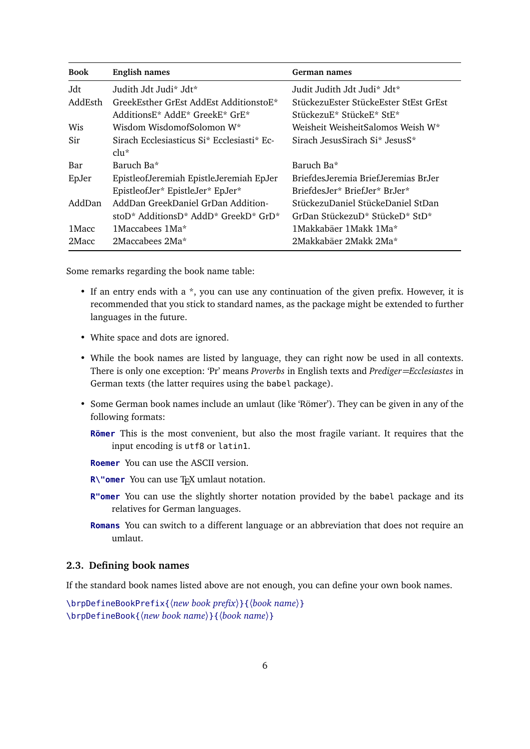| Book | English names | German names |
|---|---|---|
| Jdt | Judith Jdt Judi* Jdt* | Judit Judith Jdt Judi* Jdt* |
| AddEsth | GreekEsther GrEst AddEst AdditionstoE* AdditionsE* AddE* GreekE* GrE* | StückezuEster StückeEster StEst GrEst StückezuE* StückeE* StE* |
| Wis | Wisdom WisdomofSolomon W* | Weisheit WeisheitSalomos Weish W* |
| Sir | Sirach Ecclesiasticus Si* Ecclesiasti* Ecclu* | Sirach JesusSirach Si* JesusS* |
| Bar | Baruch Ba* | Baruch Ba* |
| EpJer | EpistleofJeremiah EpistleJeremiah EpJer EpistleofJer* EpistleJer* EpJer* | BriefdesJeremia BriefJeremias BrJer BriefdesJer* BriefJer* BrJer* |
| AddDan | AddDan GreekDaniel GrDan AdditionstoD* AdditionsD* AddD* GreekD* GrD* | StückezuDaniel StückeDaniel StDan GrDan StückezuD* StückeD* StD* |
| 1Macc | 1Maccabees 1Ma* | 1Makkabäer 1Makk 1Ma* |
| 2Macc | 2Maccabees 2Ma* | 2Makkabäer 2Makk 2Ma* |

Some remarks regarding the book name table:

- If an entry ends with a *, you can use any continuation of the given prefix. However, it is recommended that you stick to standard names, as the package might be extended to further languages in the future.
- White space and dots are ignored.
- While the book names are listed by language, they can right now be used in all contexts. There is only one exception: 'Pr' means *Proverbs* in English texts and *Prediger=Ecclesiastes* in German texts (the latter requires using the `babel` package).
- Some German book names include an umlaut (like 'Römer'). They can be given in any of the following formats:

  **`Römer`** This is the most convenient, but also the most fragile variant. It requires that the input encoding is `utf8` or `latin1`.

  **`Roemer`** You can use the ASCII version.

  **`R\"omer`** You can use TeX umlaut notation.

  **`R"omer`** You can use the slightly shorter notation provided by the `babel` package and its relatives for German languages.

  **`Romans`** You can switch to a different language or an abbreviation that does not require an umlaut.

### 2.3. Defining book names

If the standard book names listed above are not enough, you can define your own book names.

```
\brpDefineBookPrefix{⟨new book prefix⟩}{⟨book name⟩}
\brpDefineBook{⟨new book name⟩}{⟨book name⟩}
```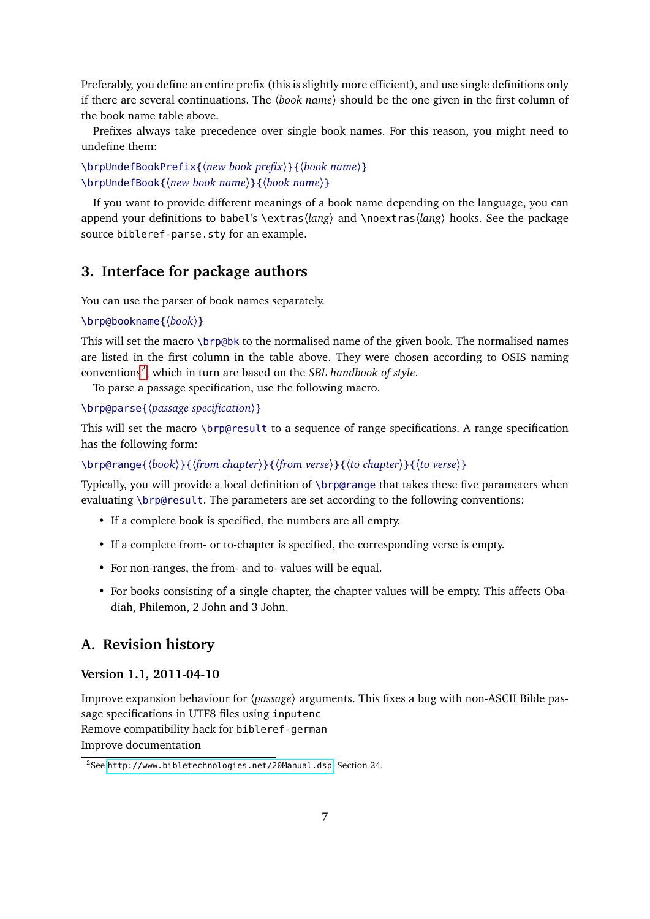Preferably, you define an entire prefix (this is slightly more efficient), and use single definitions only if there are several continuations. The ⟨*book name*⟩ should be the one given in the first column of the book name table above.

Prefixes always take precedence over single book names. For this reason, you might need to undefine them:

```
\brpUndefBookPrefix{⟨new book prefix⟩}{⟨book name⟩}
\brpUndefBook{⟨new book name⟩}{⟨book name⟩}
```

If you want to provide different meanings of a book name depending on the language, you can append your definitions to `babel`'s `\extras`⟨*lang*⟩ and `\noextras`⟨*lang*⟩ hooks. See the package source `bibleref-parse.sty` for an example.

## 3. Interface for package authors

You can use the parser of book names separately.

```
\brp@bookname{⟨book⟩}
```

This will set the macro `\brp@bk` to the normalised name of the given book. The normalised names are listed in the first column in the table above. They were chosen according to OSIS naming conventions[2], which in turn are based on the *SBL handbook of style*.

To parse a passage specification, use the following macro.

```
\brp@parse{⟨passage specification⟩}
```

This will set the macro `\brp@result` to a sequence of range specifications. A range specification has the following form:

```
\brp@range{⟨book⟩}{⟨from chapter⟩}{⟨from verse⟩}{⟨to chapter⟩}{⟨to verse⟩}
```

Typically, you will provide a local definition of `\brp@range` that takes these five parameters when evaluating `\brp@result`. The parameters are set according to the following conventions:

- If a complete book is specified, the numbers are all empty.
- If a complete from- or to-chapter is specified, the corresponding verse is empty.
- For non-ranges, the from- and to- values will be equal.
- For books consisting of a single chapter, the chapter values will be empty. This affects Obadiah, Philemon, 2 John and 3 John.

## A. Revision history

### Version 1.1, 2011-04-10

Improve expansion behaviour for ⟨*passage*⟩ arguments. This fixes a bug with non-ASCII Bible passage specifications in UTF8 files using `inputenc`
Remove compatibility hack for `bibleref-german`
Improve documentation

[2]See `http://www.bibletechnologies.net/20Manual.dsp`, Section 24.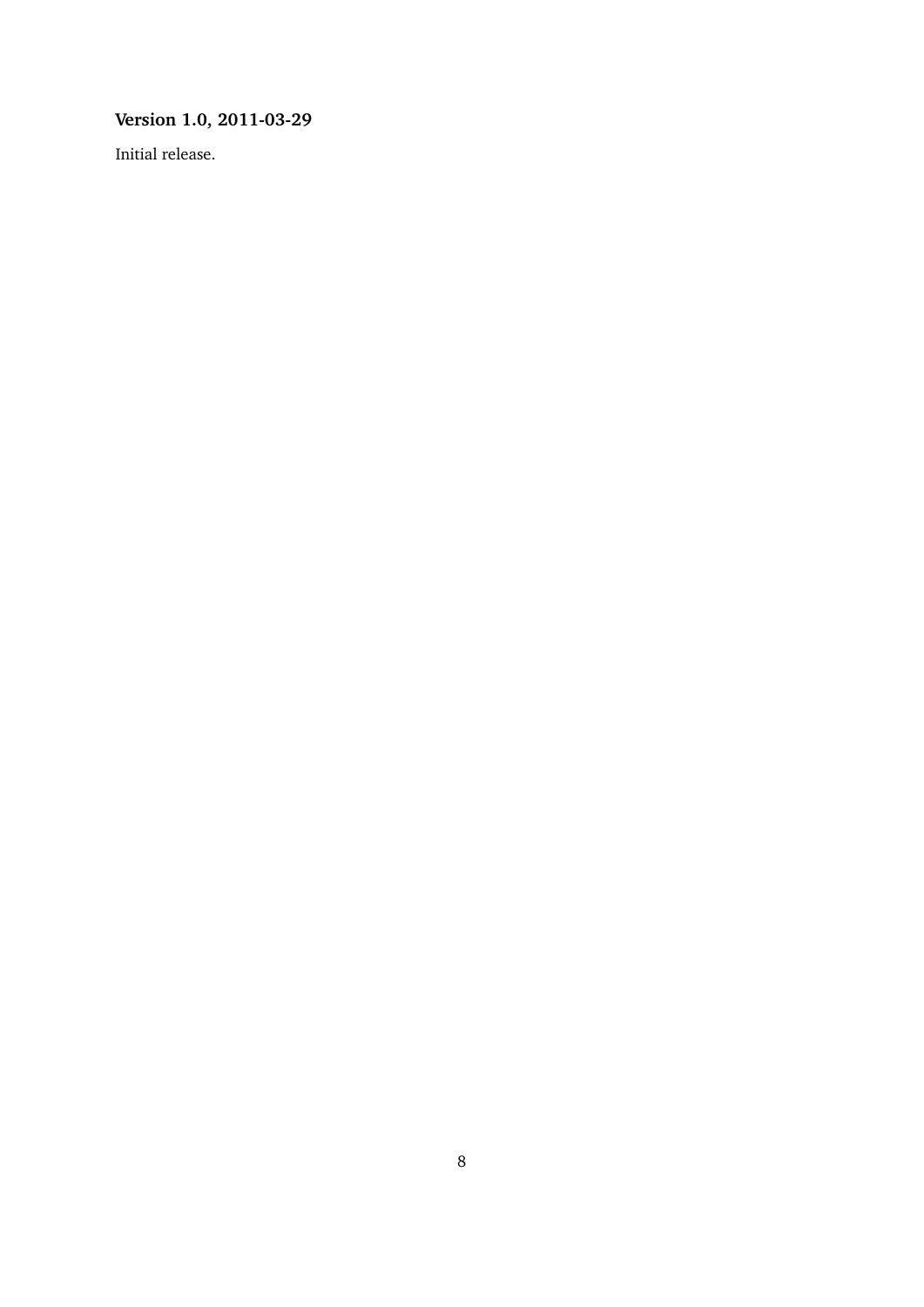**Version 1.0, 2011-03-29**

Initial release.